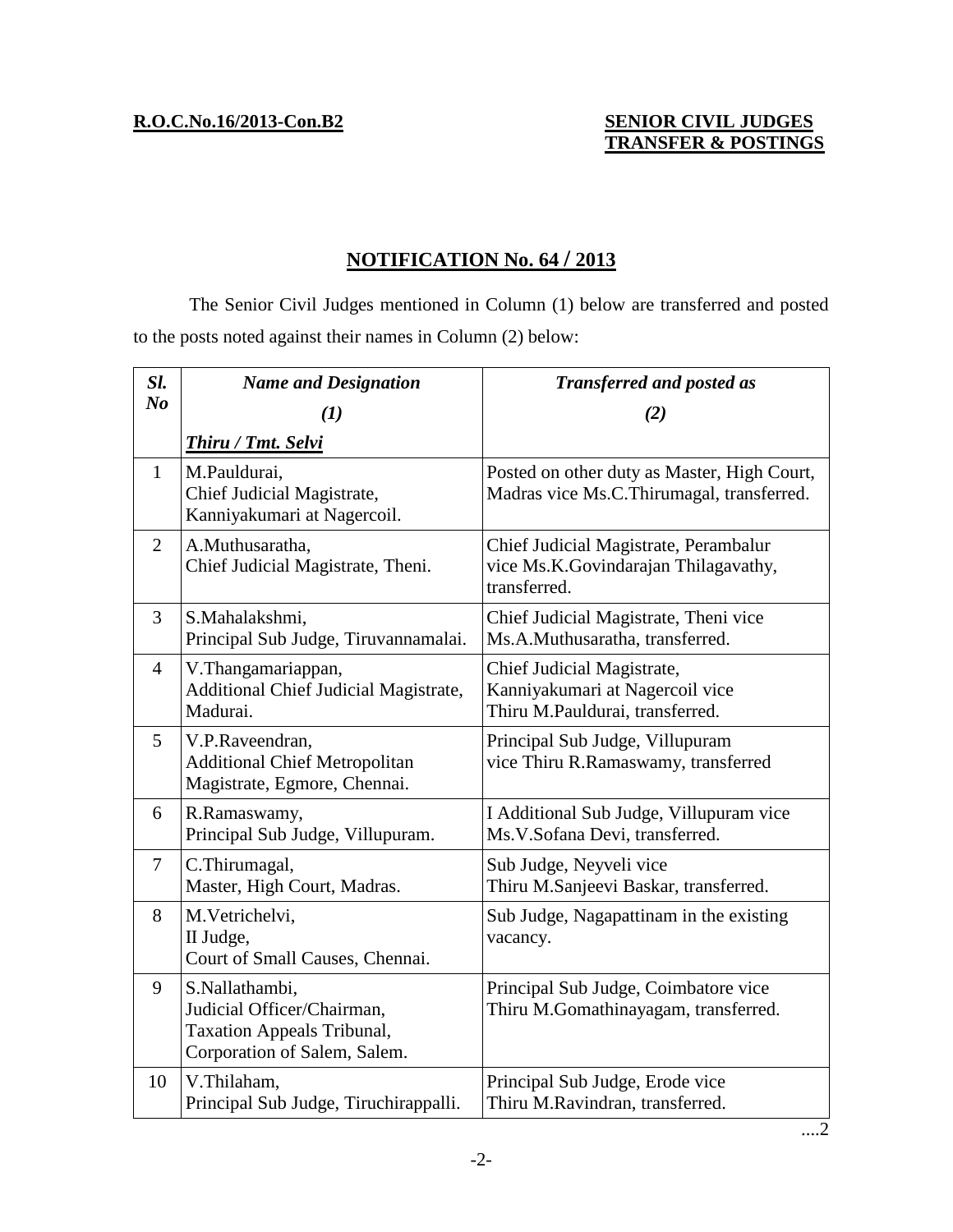**R.O.C.No.16/2013-Con.B2**

**SENIOR CIVIL JUDGES TRANSFER & POSTINGS**

## NOTIFICATION No. 64 / 2013

The Senior Civil Judges mentioned in Column (1) below are transferred and posted to the posts noted against their names in Column (2) below:

| *Sl. No* | *Name and Designation* (1) *Thiru / Tmt. Selvi* | *Transferred and posted as* (2) |
|---|---|---|
| 1 | M.Pauldurai, Chief Judicial Magistrate, Kanniyakumari at Nagercoil. | Posted on other duty as Master, High Court, Madras vice Ms.C.Thirumagal, transferred. |
| 2 | A.Muthusaratha, Chief Judicial Magistrate, Theni. | Chief Judicial Magistrate, Perambalur vice Ms.K.Govindarajan Thilagavathy, transferred. |
| 3 | S.Mahalakshmi, Principal Sub Judge, Tiruvannamalai. | Chief Judicial Magistrate, Theni vice Ms.A.Muthusaratha, transferred. |
| 4 | V.Thangamariappan, Additional Chief Judicial Magistrate, Madurai. | Chief Judicial Magistrate, Kanniyakumari at Nagercoil vice Thiru M.Pauldurai, transferred. |
| 5 | V.P.Raveendran, Additional Chief Metropolitan Magistrate, Egmore, Chennai. | Principal Sub Judge, Villupuram vice Thiru R.Ramaswamy, transferred |
| 6 | R.Ramaswamy, Principal Sub Judge, Villupuram. | I Additional Sub Judge, Villupuram vice Ms.V.Sofana Devi, transferred. |
| 7 | C.Thirumagal, Master, High Court, Madras. | Sub Judge, Neyveli vice Thiru M.Sanjeevi Baskar, transferred. |
| 8 | M.Vetrichelvi, II Judge, Court of Small Causes, Chennai. | Sub Judge, Nagapattinam in the existing vacancy. |
| 9 | S.Nallathambi, Judicial Officer/Chairman, Taxation Appeals Tribunal, Corporation of Salem, Salem. | Principal Sub Judge, Coimbatore vice Thiru M.Gomathinayagam, transferred. |
| 10 | V.Thilaham, Principal Sub Judge, Tiruchirappalli. | Principal Sub Judge, Erode vice Thiru M.Ravindran, transferred. |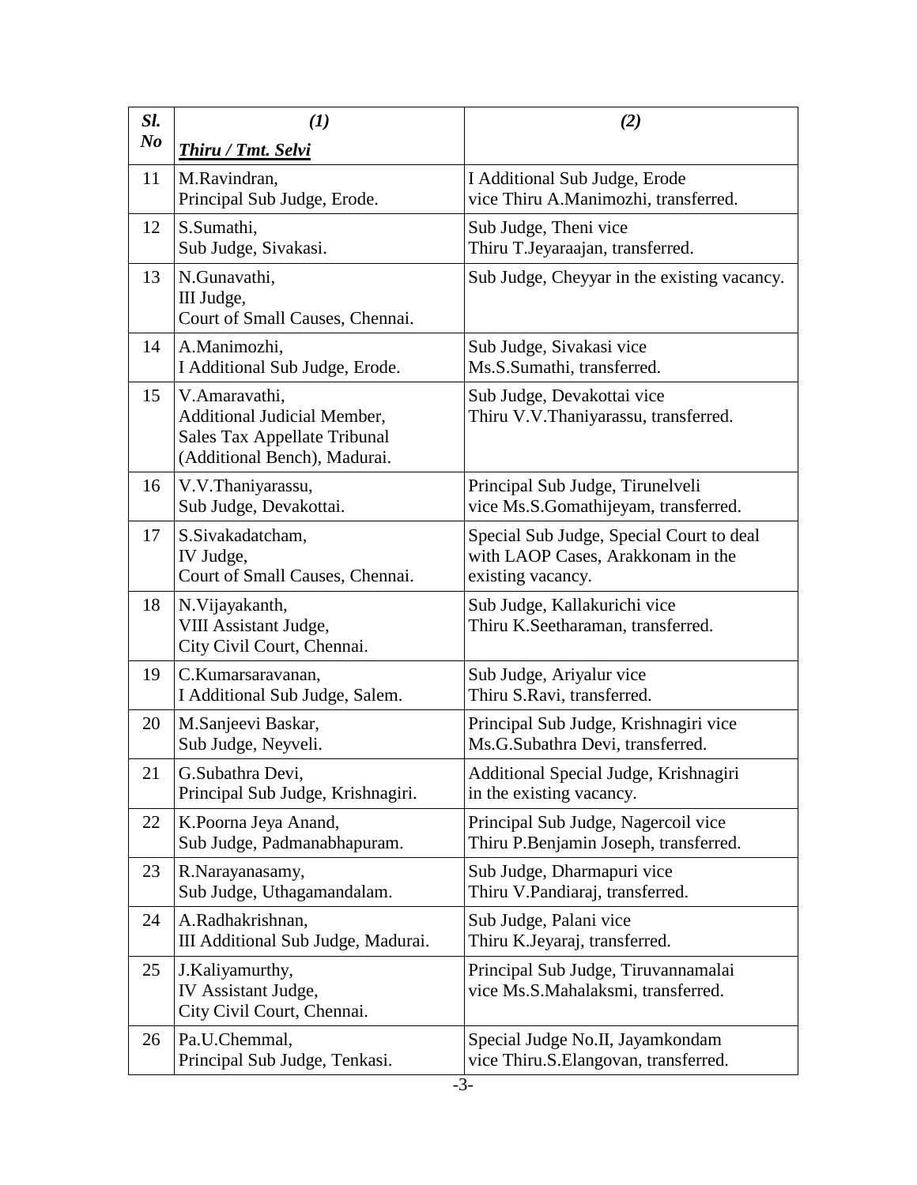| *Sl. No* | *(1)* <br> ***Thiru / Tmt. Selvi*** | *(2)* |
|---|---|---|
| 11 | M.Ravindran, <br> Principal Sub Judge, Erode. | I Additional Sub Judge, Erode <br> vice Thiru A.Manimozhi, transferred. |
| 12 | S.Sumathi, <br> Sub Judge, Sivakasi. | Sub Judge, Theni vice <br> Thiru T.Jeyaraajan, transferred. |
| 13 | N.Gunavathi, <br> III Judge, <br> Court of Small Causes, Chennai. | Sub Judge, Cheyyar in the existing vacancy. |
| 14 | A.Manimozhi, <br> I Additional Sub Judge, Erode. | Sub Judge, Sivakasi vice <br> Ms.S.Sumathi, transferred. |
| 15 | V.Amaravathi, <br> Additional Judicial Member, <br> Sales Tax Appellate Tribunal <br> (Additional Bench), Madurai. | Sub Judge, Devakottai vice <br> Thiru V.V.Thaniyarassu, transferred. |
| 16 | V.V.Thaniyarassu, <br> Sub Judge, Devakottai. | Principal Sub Judge, Tirunelveli <br> vice Ms.S.Gomathijeyam, transferred. |
| 17 | S.Sivakadatcham, <br> IV Judge, <br> Court of Small Causes, Chennai. | Special Sub Judge, Special Court to deal with LAOP Cases, Arakkonam in the existing vacancy. |
| 18 | N.Vijayakanth, <br> VIII Assistant Judge, <br> City Civil Court, Chennai. | Sub Judge, Kallakurichi vice <br> Thiru K.Seetharaman, transferred. |
| 19 | C.Kumarsaravanan, <br> I Additional Sub Judge, Salem. | Sub Judge, Ariyalur vice <br> Thiru S.Ravi, transferred. |
| 20 | M.Sanjeevi Baskar, <br> Sub Judge, Neyveli. | Principal Sub Judge, Krishnagiri vice <br> Ms.G.Subathra Devi, transferred. |
| 21 | G.Subathra Devi, <br> Principal Sub Judge, Krishnagiri. | Additional Special Judge, Krishnagiri <br> in the existing vacancy. |
| 22 | K.Poorna Jeya Anand, <br> Sub Judge, Padmanabhapuram. | Principal Sub Judge, Nagercoil vice <br> Thiru P.Benjamin Joseph, transferred. |
| 23 | R.Narayanasamy, <br> Sub Judge, Uthagamandalam. | Sub Judge, Dharmapuri vice <br> Thiru V.Pandiaraj, transferred. |
| 24 | A.Radhakrishnan, <br> III Additional Sub Judge, Madurai. | Sub Judge, Palani vice <br> Thiru K.Jeyaraj, transferred. |
| 25 | J.Kaliyamurthy, <br> IV Assistant Judge, <br> City Civil Court, Chennai. | Principal Sub Judge, Tiruvannamalai <br> vice Ms.S.Mahalaksmi, transferred. |
| 26 | Pa.U.Chemmal, <br> Principal Sub Judge, Tenkasi. | Special Judge No.II, Jayamkondam <br> vice Thiru.S.Elangovan, transferred. |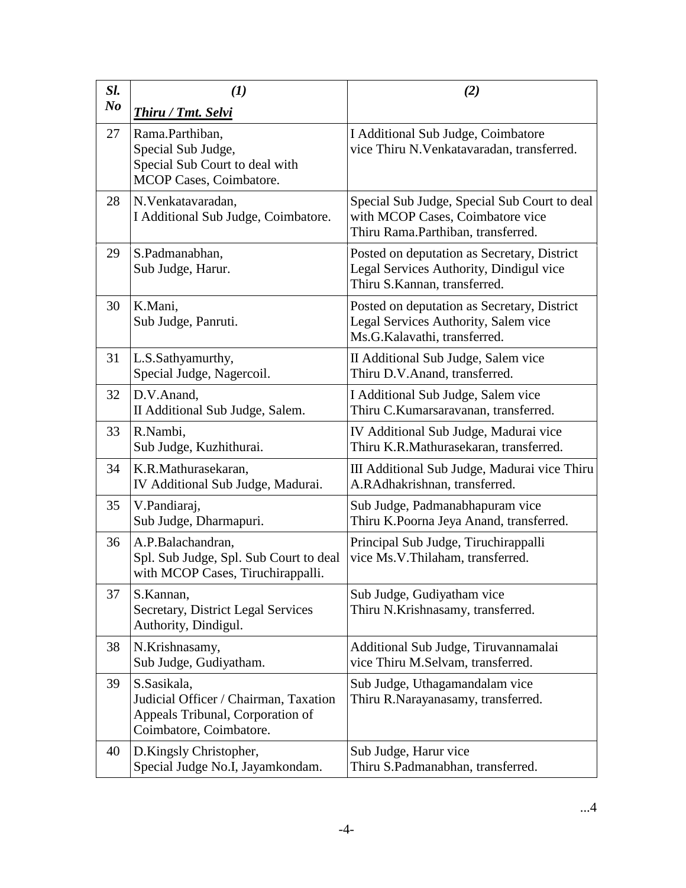| *Sl. No* | *(1)* ***Thiru / Tmt. Selvi*** | *(2)* |
|---|---|---|
| 27 | Rama.Parthiban, Special Sub Judge, Special Sub Court to deal with MCOP Cases, Coimbatore. | I Additional Sub Judge, Coimbatore vice Thiru N.Venkatavaradan, transferred. |
| 28 | N.Venkatavaradan, I Additional Sub Judge, Coimbatore. | Special Sub Judge, Special Sub Court to deal with MCOP Cases, Coimbatore vice Thiru Rama.Parthiban, transferred. |
| 29 | S.Padmanabhan, Sub Judge, Harur. | Posted on deputation as Secretary, District Legal Services Authority, Dindigul vice Thiru S.Kannan, transferred. |
| 30 | K.Mani, Sub Judge, Panruti. | Posted on deputation as Secretary, District Legal Services Authority, Salem vice Ms.G.Kalavathi, transferred. |
| 31 | L.S.Sathyamurthy, Special Judge, Nagercoil. | II Additional Sub Judge, Salem vice Thiru D.V.Anand, transferred. |
| 32 | D.V.Anand, II Additional Sub Judge, Salem. | I Additional Sub Judge, Salem vice Thiru C.Kumarsaravanan, transferred. |
| 33 | R.Nambi, Sub Judge, Kuzhithurai. | IV Additional Sub Judge, Madurai vice Thiru K.R.Mathurasekaran, transferred. |
| 34 | K.R.Mathurasekaran, IV Additional Sub Judge, Madurai. | III Additional Sub Judge, Madurai vice Thiru A.RAdhakrishnan, transferred. |
| 35 | V.Pandiaraj, Sub Judge, Dharmapuri. | Sub Judge, Padmanabhapuram vice Thiru K.Poorna Jeya Anand, transferred. |
| 36 | A.P.Balachandran, Spl. Sub Judge, Spl. Sub Court to deal with MCOP Cases, Tiruchirappalli. | Principal Sub Judge, Tiruchirappalli vice Ms.V.Thilaham, transferred. |
| 37 | S.Kannan, Secretary, District Legal Services Authority, Dindigul. | Sub Judge, Gudiyatham vice Thiru N.Krishnasamy, transferred. |
| 38 | N.Krishnasamy, Sub Judge, Gudiyatham. | Additional Sub Judge, Tiruvannamalai vice Thiru M.Selvam, transferred. |
| 39 | S.Sasikala, Judicial Officer / Chairman, Taxation Appeals Tribunal, Corporation of Coimbatore, Coimbatore. | Sub Judge, Uthagamandalam vice Thiru R.Narayanasamy, transferred. |
| 40 | D.Kingsly Christopher, Special Judge No.I, Jayamkondam. | Sub Judge, Harur vice Thiru S.Padmanabhan, transferred. |

...4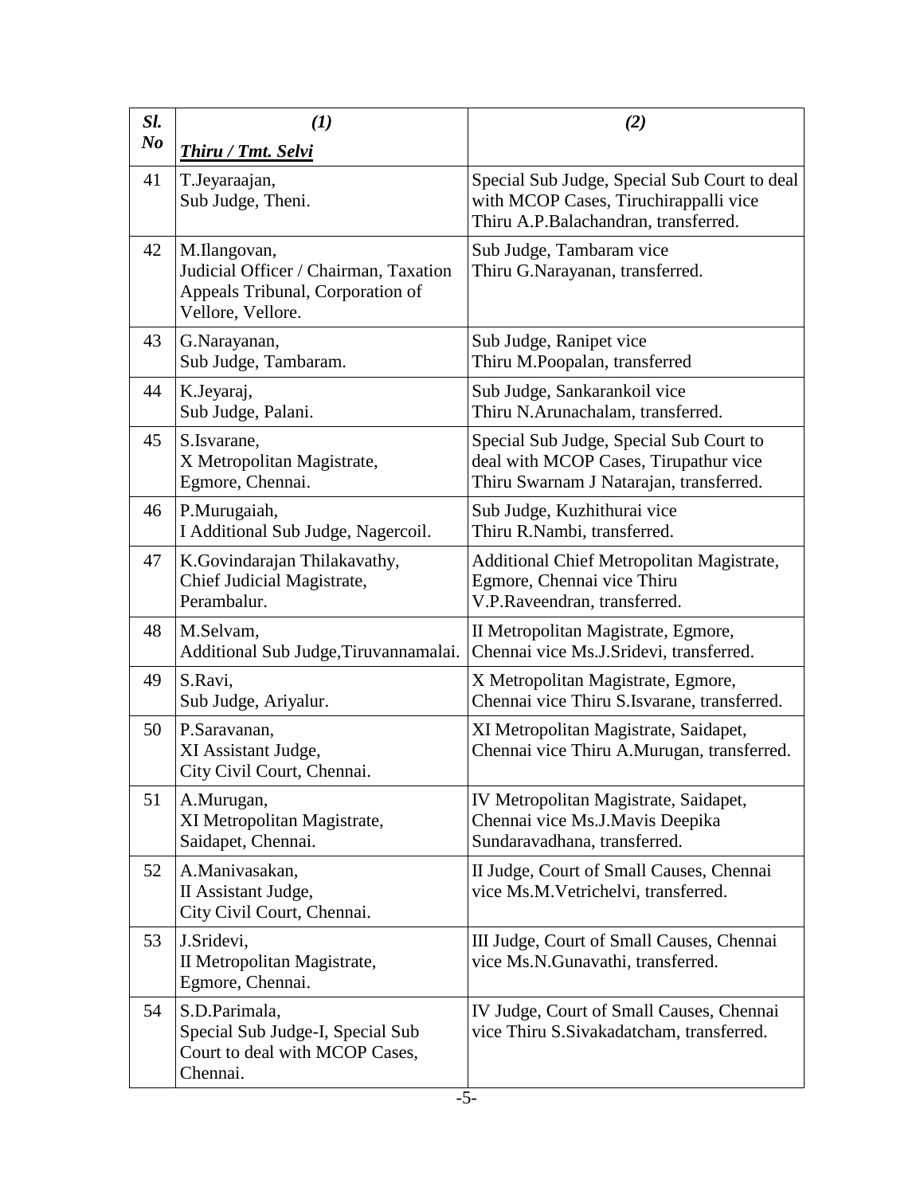| *Sl. No* | *(1)* ***Thiru / Tmt. Selvi*** | *(2)* |
|---|---|---|
| 41 | T.Jeyaraajan, Sub Judge, Theni. | Special Sub Judge, Special Sub Court to deal with MCOP Cases, Tiruchirappalli vice Thiru A.P.Balachandran, transferred. |
| 42 | M.Ilangovan, Judicial Officer / Chairman, Taxation Appeals Tribunal, Corporation of Vellore, Vellore. | Sub Judge, Tambaram vice Thiru G.Narayanan, transferred. |
| 43 | G.Narayanan, Sub Judge, Tambaram. | Sub Judge, Ranipet vice Thiru M.Poopalan, transferred |
| 44 | K.Jeyaraj, Sub Judge, Palani. | Sub Judge, Sankarankoil vice Thiru N.Arunachalam, transferred. |
| 45 | S.Isvarane, X Metropolitan Magistrate, Egmore, Chennai. | Special Sub Judge, Special Sub Court to deal with MCOP Cases, Tirupathur vice Thiru Swarnam J Natarajan, transferred. |
| 46 | P.Murugaiah, I Additional Sub Judge, Nagercoil. | Sub Judge, Kuzhithurai vice Thiru R.Nambi, transferred. |
| 47 | K.Govindarajan Thilakavathy, Chief Judicial Magistrate, Perambalur. | Additional Chief Metropolitan Magistrate, Egmore, Chennai vice Thiru V.P.Raveendran, transferred. |
| 48 | M.Selvam, Additional Sub Judge,Tiruvannamalai. | II Metropolitan Magistrate, Egmore, Chennai vice Ms.J.Sridevi, transferred. |
| 49 | S.Ravi, Sub Judge, Ariyalur. | X Metropolitan Magistrate, Egmore, Chennai vice Thiru S.Isvarane, transferred. |
| 50 | P.Saravanan, XI Assistant Judge, City Civil Court, Chennai. | XI Metropolitan Magistrate, Saidapet, Chennai vice Thiru A.Murugan, transferred. |
| 51 | A.Murugan, XI Metropolitan Magistrate, Saidapet, Chennai. | IV Metropolitan Magistrate, Saidapet, Chennai vice Ms.J.Mavis Deepika Sundaravadhana, transferred. |
| 52 | A.Manivasakan, II Assistant Judge, City Civil Court, Chennai. | II Judge, Court of Small Causes, Chennai vice Ms.M.Vetrichelvi, transferred. |
| 53 | J.Sridevi, II Metropolitan Magistrate, Egmore, Chennai. | III Judge, Court of Small Causes, Chennai vice Ms.N.Gunavathi, transferred. |
| 54 | S.D.Parimala, Special Sub Judge-I, Special Sub Court to deal with MCOP Cases, Chennai. | IV Judge, Court of Small Causes, Chennai vice Thiru S.Sivakadatcham, transferred. |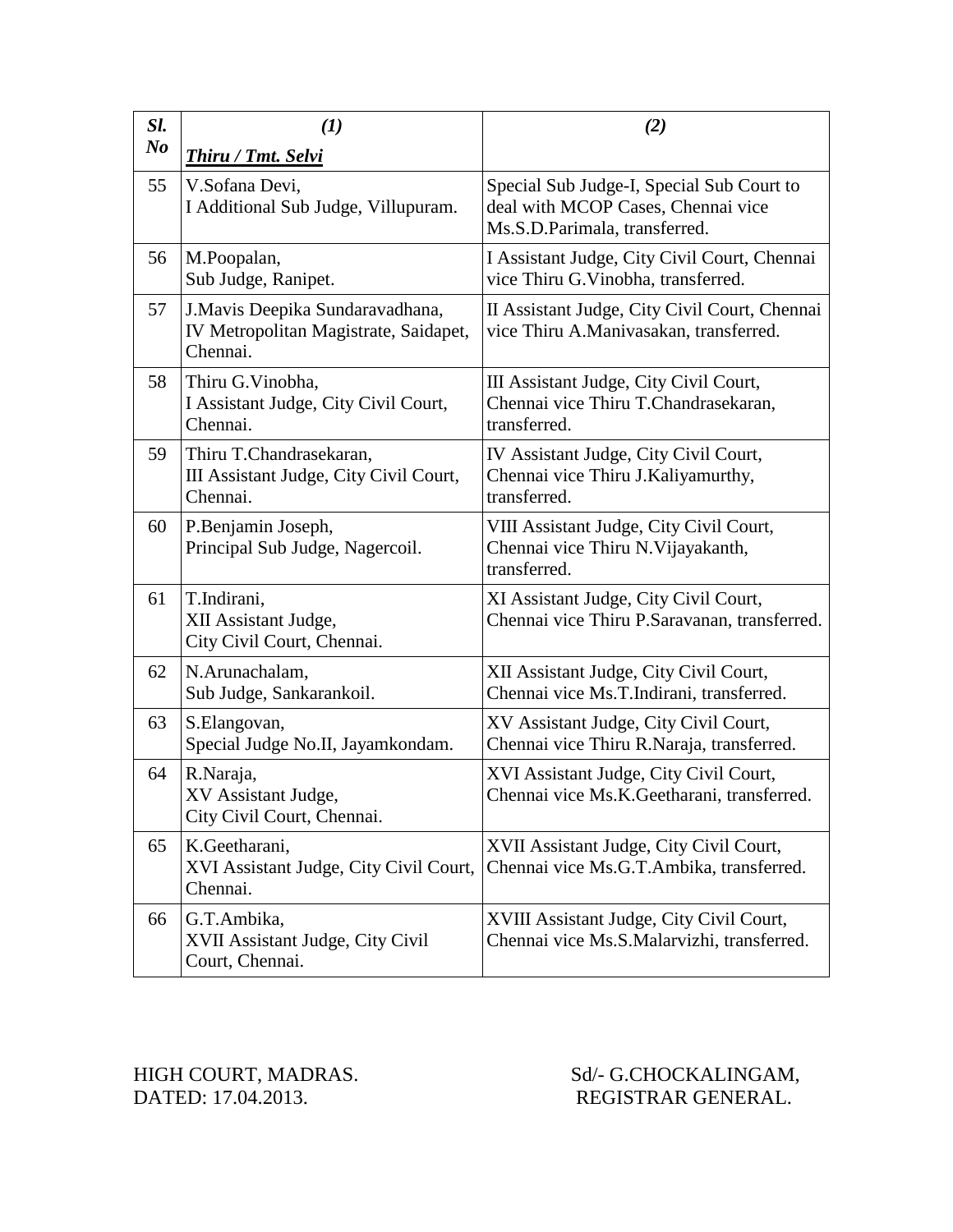| *Sl. No* | *(1)* <br> ***Thiru / Tmt. Selvi*** | *(2)* |
|---|---|---|
| 55 | V.Sofana Devi,<br>I Additional Sub Judge, Villupuram. | Special Sub Judge-I, Special Sub Court to deal with MCOP Cases, Chennai vice Ms.S.D.Parimala, transferred. |
| 56 | M.Poopalan,<br>Sub Judge, Ranipet. | I Assistant Judge, City Civil Court, Chennai vice Thiru G.Vinobha, transferred. |
| 57 | J.Mavis Deepika Sundaravadhana,<br>IV Metropolitan Magistrate, Saidapet, Chennai. | II Assistant Judge, City Civil Court, Chennai vice Thiru A.Manivasakan, transferred. |
| 58 | Thiru G.Vinobha,<br>I Assistant Judge, City Civil Court, Chennai. | III Assistant Judge, City Civil Court, Chennai vice Thiru T.Chandrasekaran, transferred. |
| 59 | Thiru T.Chandrasekaran,<br>III Assistant Judge, City Civil Court, Chennai. | IV Assistant Judge, City Civil Court, Chennai vice Thiru J.Kaliyamurthy, transferred. |
| 60 | P.Benjamin Joseph,<br>Principal Sub Judge, Nagercoil. | VIII Assistant Judge, City Civil Court, Chennai vice Thiru N.Vijayakanth, transferred. |
| 61 | T.Indirani,<br>XII Assistant Judge,<br>City Civil Court, Chennai. | XI Assistant Judge, City Civil Court, Chennai vice Thiru P.Saravanan, transferred. |
| 62 | N.Arunachalam,<br>Sub Judge, Sankarankoil. | XII Assistant Judge, City Civil Court, Chennai vice Ms.T.Indirani, transferred. |
| 63 | S.Elangovan,<br>Special Judge No.II, Jayamkondam. | XV Assistant Judge, City Civil Court, Chennai vice Thiru R.Naraja, transferred. |
| 64 | R.Naraja,<br>XV Assistant Judge,<br>City Civil Court, Chennai. | XVI Assistant Judge, City Civil Court, Chennai vice Ms.K.Geetharani, transferred. |
| 65 | K.Geetharani,<br>XVI Assistant Judge, City Civil Court, Chennai. | XVII Assistant Judge, City Civil Court, Chennai vice Ms.G.T.Ambika, transferred. |
| 66 | G.T.Ambika,<br>XVII Assistant Judge, City Civil Court, Chennai. | XVIII Assistant Judge, City Civil Court, Chennai vice Ms.S.Malarvizhi, transferred. |

HIGH COURT, MADRAS.
DATED: 17.04.2013.

Sd/- G.CHOCKALINGAM,
REGISTRAR GENERAL.